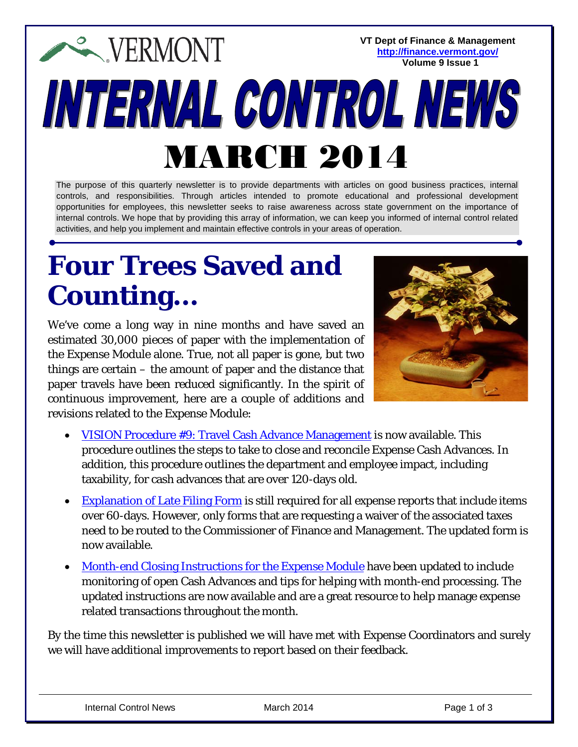VERMONT

**VT Dept of Finance & Management**
**http://finance.vermont.gov/**
**Volume 9 Issue 1**

# INTERNAL CONTROL NEWS

# MARCH 2014

The purpose of this quarterly newsletter is to provide departments with articles on good business practices, internal controls, and responsibilities. Through articles intended to promote educational and professional development opportunities for employees, this newsletter seeks to raise awareness across state government on the importance of internal controls. We hope that by providing this array of information, we can keep you informed of internal control related activities, and help you implement and maintain effective controls in your areas of operation.

## Four Trees Saved and Counting…

We've come a long way in nine months and have saved an estimated 30,000 pieces of paper with the implementation of the Expense Module alone. True, not all paper is gone, but two things are certain – the amount of paper and the distance that paper travels have been reduced significantly. In the spirit of continuous improvement, here are a couple of additions and revisions related to the Expense Module:

- VISION Procedure #9: Travel Cash Advance Management is now available. This procedure outlines the steps to take to close and reconcile Expense Cash Advances. In addition, this procedure outlines the department and employee impact, including taxability, for cash advances that are over 120-days old.
- Explanation of Late Filing Form is still required for all expense reports that include items over 60-days. However, only forms that are requesting a waiver of the associated taxes need to be routed to the Commissioner of Finance and Management. The updated form is now available.
- Month-end Closing Instructions for the Expense Module have been updated to include monitoring of open Cash Advances and tips for helping with month-end processing. The updated instructions are now available and are a great resource to help manage expense related transactions throughout the month.

By the time this newsletter is published we will have met with Expense Coordinators and surely we will have additional improvements to report based on their feedback.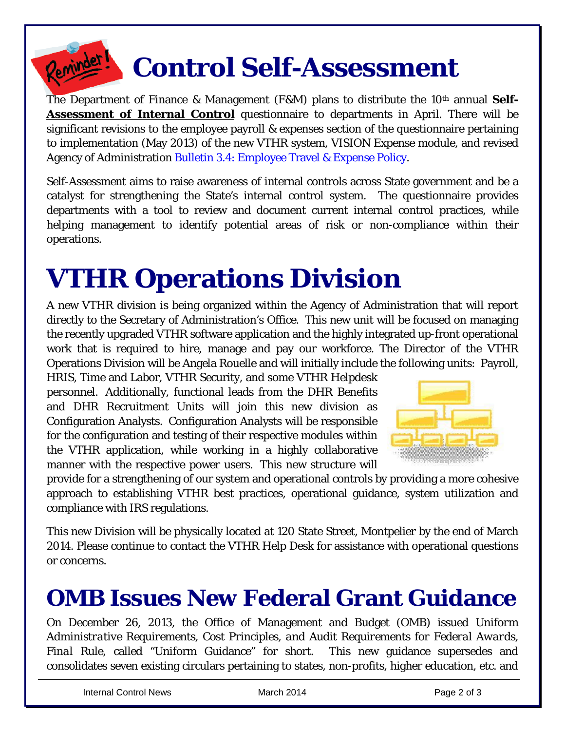# Control Self-Assessment

The Department of Finance & Management (F&M) plans to distribute the 10th annual **Self-Assessment of Internal Control** questionnaire to departments in April. There will be significant revisions to the employee payroll & expenses section of the questionnaire pertaining to implementation (May 2013) of the new VTHR system, VISION Expense module, and revised Agency of Administration [Bulletin 3.4: Employee Travel & Expense Policy](#).

Self-Assessment aims to raise awareness of internal controls across State government and be a catalyst for strengthening the State's internal control system. The questionnaire provides departments with a tool to review and document current internal control practices, while helping management to identify potential areas of risk or non-compliance within their operations.

# VTHR Operations Division

A new VTHR division is being organized within the Agency of Administration that will report directly to the Secretary of Administration's Office. This new unit will be focused on managing the recently upgraded VTHR software application and the highly integrated up-front operational work that is required to hire, manage and pay our workforce. The Director of the VTHR Operations Division will be Angela Rouelle and will initially include the following units: Payroll, HRIS, Time and Labor, VTHR Security, and some VTHR Helpdesk personnel. Additionally, functional leads from the DHR Benefits and DHR Recruitment Units will join this new division as Configuration Analysts. Configuration Analysts will be responsible for the configuration and testing of their respective modules within the VTHR application, while working in a highly collaborative manner with the respective power users. This new structure will provide for a strengthening of our system and operational controls by providing a more cohesive approach to establishing VTHR best practices, operational guidance, system utilization and compliance with IRS regulations.

This new Division will be physically located at 120 State Street, Montpelier by the end of March 2014. Please continue to contact the VTHR Help Desk for assistance with operational questions or concerns.

# OMB Issues New Federal Grant Guidance

On December 26, 2013, the Office of Management and Budget (OMB) issued *Uniform Administrative Requirements, Cost Principles, and Audit Requirements for Federal Awards, Final Rule*, called "Uniform Guidance" for short. This new guidance supersedes and consolidates seven existing circulars pertaining to states, non-profits, higher education, etc. and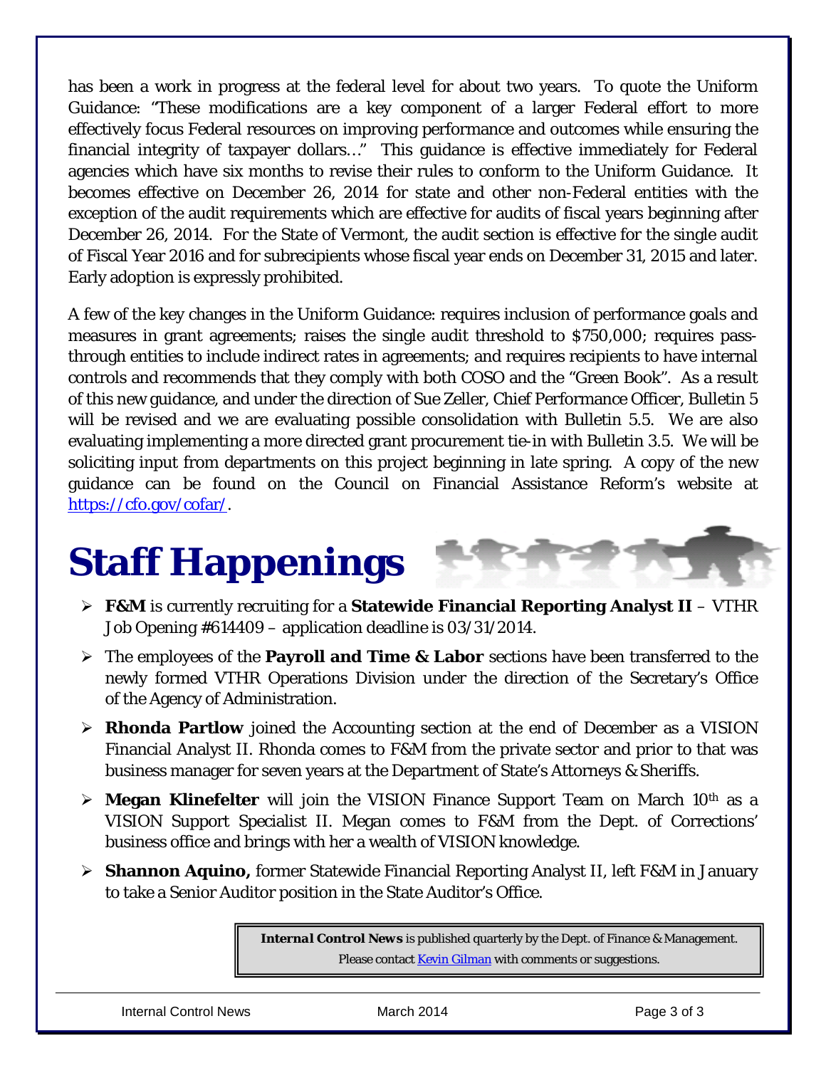has been a work in progress at the federal level for about two years. To quote the Uniform Guidance: "These modifications are a key component of a larger Federal effort to more effectively focus Federal resources on improving performance and outcomes while ensuring the financial integrity of taxpayer dollars…" This guidance is effective immediately for Federal agencies which have six months to revise their rules to conform to the Uniform Guidance. It becomes effective on December 26, 2014 for state and other non-Federal entities with the exception of the audit requirements which are effective for audits of fiscal years beginning after December 26, 2014. For the State of Vermont, the audit section is effective for the single audit of Fiscal Year 2016 and for subrecipients whose fiscal year ends on December 31, 2015 and later. Early adoption is expressly prohibited.

A few of the key changes in the Uniform Guidance: requires inclusion of performance goals and measures in grant agreements; raises the single audit threshold to $750,000; requires pass-through entities to include indirect rates in agreements; and requires recipients to have internal controls and recommends that they comply with both COSO and the "Green Book". As a result of this new guidance, and under the direction of Sue Zeller, Chief Performance Officer, Bulletin 5 will be revised and we are evaluating possible consolidation with Bulletin 5.5. We are also evaluating implementing a more directed grant procurement tie-in with Bulletin 3.5. We will be soliciting input from departments on this project beginning in late spring. A copy of the new guidance can be found on the Council on Financial Assistance Reform's website at [https://cfo.gov/cofar/](https://cfo.gov/cofar/).

# Staff Happenings

- **F&M** is currently recruiting for a **Statewide Financial Reporting Analyst II** – VTHR Job Opening #614409 – application deadline is 03/31/2014.
- The employees of the **Payroll and Time & Labor** sections have been transferred to the newly formed VTHR Operations Division under the direction of the Secretary's Office of the Agency of Administration.
- **Rhonda Partlow** joined the Accounting section at the end of December as a VISION Financial Analyst II. Rhonda comes to F&M from the private sector and prior to that was business manager for seven years at the Department of State's Attorneys & Sheriffs.
- **Megan Klinefelter** will join the VISION Finance Support Team on March 10th as a VISION Support Specialist II. Megan comes to F&M from the Dept. of Corrections' business office and brings with her a wealth of VISION knowledge.
- **Shannon Aquino,** former Statewide Financial Reporting Analyst II, left F&M in January to take a Senior Auditor position in the State Auditor's Office.

***Internal Control News*** is published quarterly by the Dept. of Finance & Management.
Please contact Kevin Gilman with comments or suggestions.